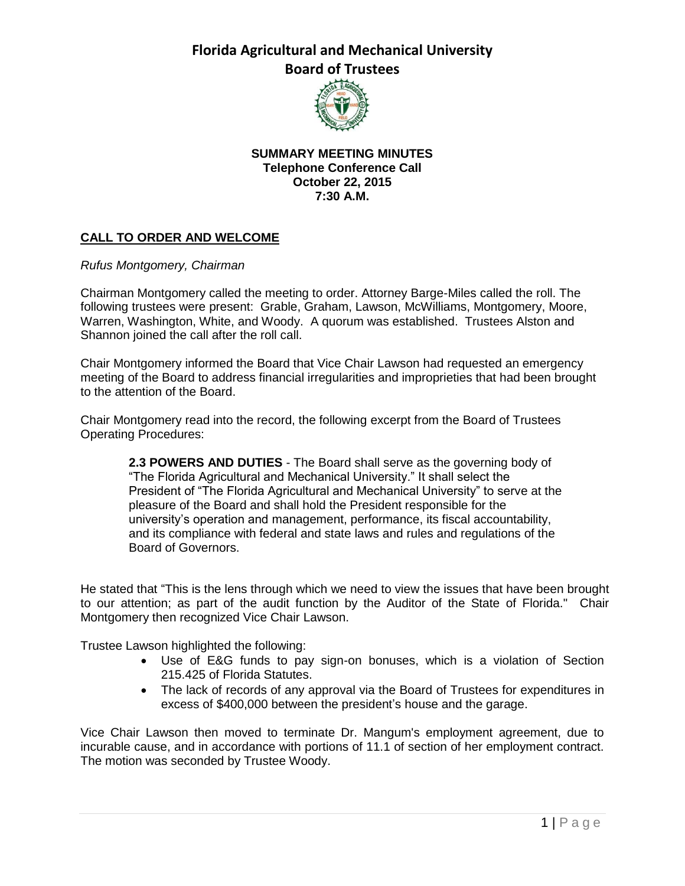# Florida Agricultural and Mechanical University
## Board of Trustees

**SUMMARY MEETING MINUTES**
**Telephone Conference Call**
**October 22, 2015**
**7:30 A.M.**

### CALL TO ORDER AND WELCOME

*Rufus Montgomery, Chairman*

Chairman Montgomery called the meeting to order. Attorney Barge-Miles called the roll. The following trustees were present: Grable, Graham, Lawson, McWilliams, Montgomery, Moore, Warren, Washington, White, and Woody. A quorum was established. Trustees Alston and Shannon joined the call after the roll call.

Chair Montgomery informed the Board that Vice Chair Lawson had requested an emergency meeting of the Board to address financial irregularities and improprieties that had been brought to the attention of the Board.

Chair Montgomery read into the record, the following excerpt from the Board of Trustees Operating Procedures:

> **2.3 POWERS AND DUTIES** - The Board shall serve as the governing body of "The Florida Agricultural and Mechanical University." It shall select the President of "The Florida Agricultural and Mechanical University" to serve at the pleasure of the Board and shall hold the President responsible for the university's operation and management, performance, its fiscal accountability, and its compliance with federal and state laws and rules and regulations of the Board of Governors.

He stated that "This is the lens through which we need to view the issues that have been brought to our attention; as part of the audit function by the Auditor of the State of Florida." Chair Montgomery then recognized Vice Chair Lawson.

Trustee Lawson highlighted the following:

- Use of E&G funds to pay sign-on bonuses, which is a violation of Section 215.425 of Florida Statutes.
- The lack of records of any approval via the Board of Trustees for expenditures in excess of $400,000 between the president's house and the garage.

Vice Chair Lawson then moved to terminate Dr. Mangum's employment agreement, due to incurable cause, and in accordance with portions of 11.1 of section of her employment contract. The motion was seconded by Trustee Woody.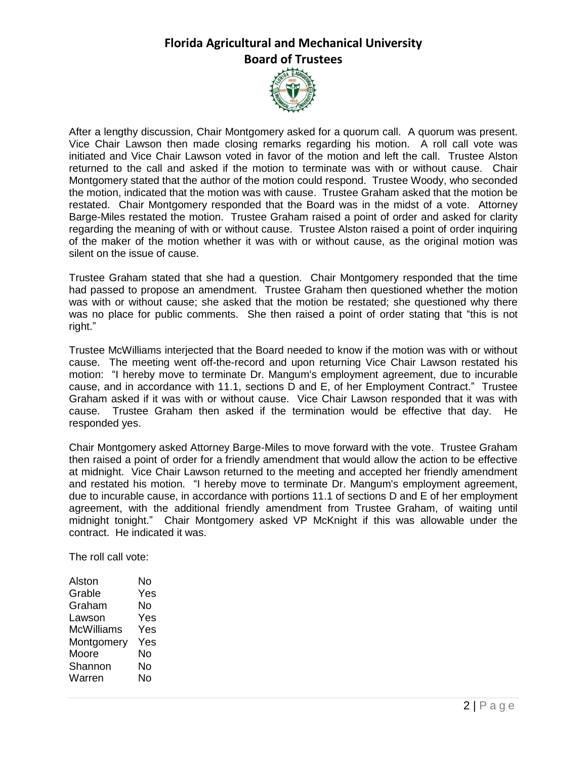After a lengthy discussion, Chair Montgomery asked for a quorum call. A quorum was present. Vice Chair Lawson then made closing remarks regarding his motion. A roll call vote was initiated and Vice Chair Lawson voted in favor of the motion and left the call. Trustee Alston returned to the call and asked if the motion to terminate was with or without cause. Chair Montgomery stated that the author of the motion could respond. Trustee Woody, who seconded the motion, indicated that the motion was with cause. Trustee Graham asked that the motion be restated. Chair Montgomery responded that the Board was in the midst of a vote. Attorney Barge-Miles restated the motion. Trustee Graham raised a point of order and asked for clarity regarding the meaning of with or without cause. Trustee Alston raised a point of order inquiring of the maker of the motion whether it was with or without cause, as the original motion was silent on the issue of cause.

Trustee Graham stated that she had a question. Chair Montgomery responded that the time had passed to propose an amendment. Trustee Graham then questioned whether the motion was with or without cause; she asked that the motion be restated; she questioned why there was no place for public comments. She then raised a point of order stating that "this is not right."

Trustee McWilliams interjected that the Board needed to know if the motion was with or without cause. The meeting went off-the-record and upon returning Vice Chair Lawson restated his motion: "I hereby move to terminate Dr. Mangum's employment agreement, due to incurable cause, and in accordance with 11.1, sections D and E, of her Employment Contract." Trustee Graham asked if it was with or without cause. Vice Chair Lawson responded that it was with cause. Trustee Graham then asked if the termination would be effective that day. He responded yes.

Chair Montgomery asked Attorney Barge-Miles to move forward with the vote. Trustee Graham then raised a point of order for a friendly amendment that would allow the action to be effective at midnight. Vice Chair Lawson returned to the meeting and accepted her friendly amendment and restated his motion. "I hereby move to terminate Dr. Mangum's employment agreement, due to incurable cause, in accordance with portions 11.1 of sections D and E of her employment agreement, with the additional friendly amendment from Trustee Graham, of waiting until midnight tonight." Chair Montgomery asked VP McKnight if this was allowable under the contract. He indicated it was.

The roll call vote:

| | |
|---|---|
| Alston | No |
| Grable | Yes |
| Graham | No |
| Lawson | Yes |
| McWilliams | Yes |
| Montgomery | Yes |
| Moore | No |
| Shannon | No |
| Warren | No |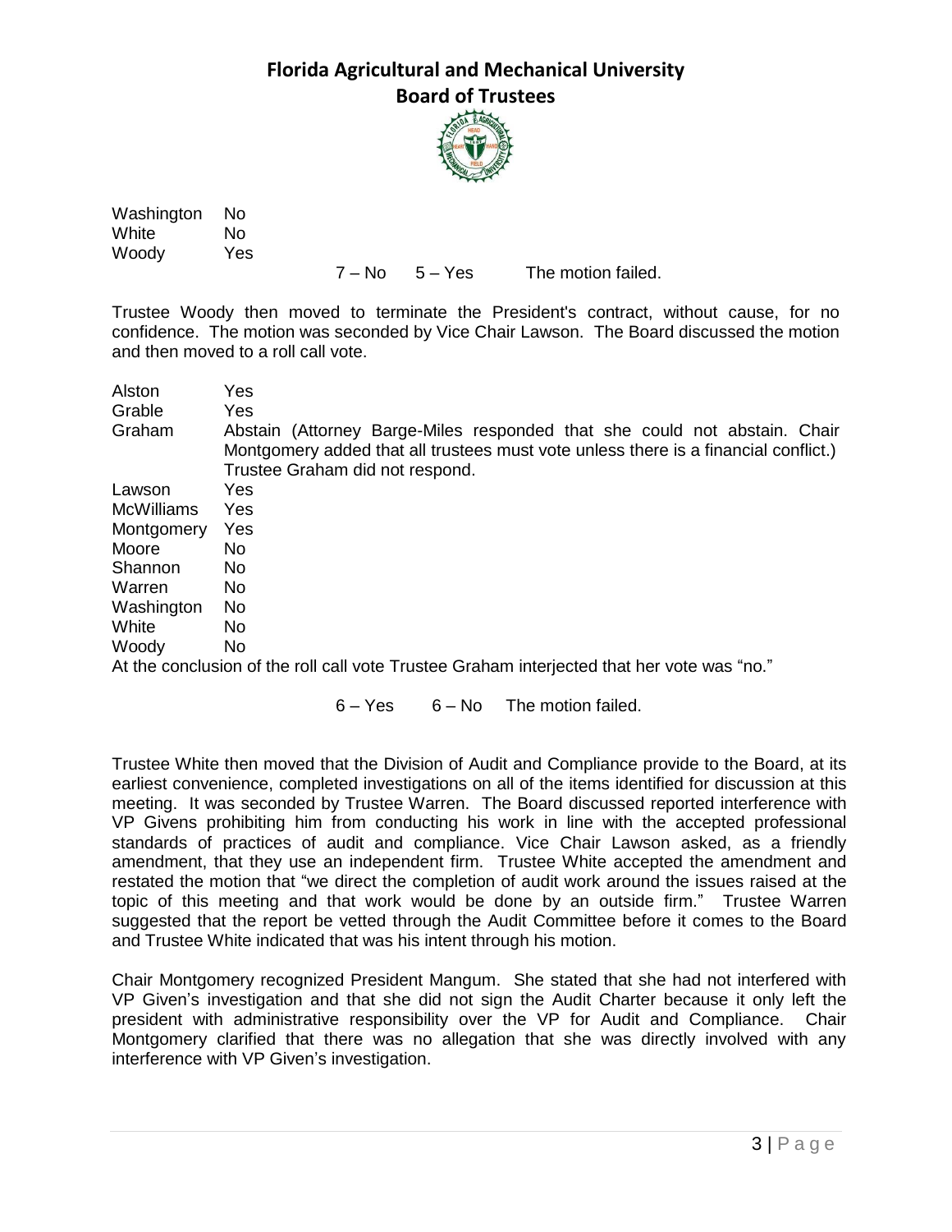Washington No
White No
Woody Yes

7 – No 5 – Yes The motion failed.

Trustee Woody then moved to terminate the President's contract, without cause, for no confidence. The motion was seconded by Vice Chair Lawson. The Board discussed the motion and then moved to a roll call vote.

| | |
|---|---|
| Alston | Yes |
| Grable | Yes |
| Graham | Abstain (Attorney Barge-Miles responded that she could not abstain. Chair Montgomery added that all trustees must vote unless there is a financial conflict.) Trustee Graham did not respond. |
| Lawson | Yes |
| McWilliams | Yes |
| Montgomery | Yes |
| Moore | No |
| Shannon | No |
| Warren | No |
| Washington | No |
| White | No |
| Woody | No |

At the conclusion of the roll call vote Trustee Graham interjected that her vote was "no."

6 – Yes 6 – No The motion failed.

Trustee White then moved that the Division of Audit and Compliance provide to the Board, at its earliest convenience, completed investigations on all of the items identified for discussion at this meeting. It was seconded by Trustee Warren. The Board discussed reported interference with VP Givens prohibiting him from conducting his work in line with the accepted professional standards of practices of audit and compliance. Vice Chair Lawson asked, as a friendly amendment, that they use an independent firm. Trustee White accepted the amendment and restated the motion that "we direct the completion of audit work around the issues raised at the topic of this meeting and that work would be done by an outside firm." Trustee Warren suggested that the report be vetted through the Audit Committee before it comes to the Board and Trustee White indicated that was his intent through his motion.

Chair Montgomery recognized President Mangum. She stated that she had not interfered with VP Given's investigation and that she did not sign the Audit Charter because it only left the president with administrative responsibility over the VP for Audit and Compliance. Chair Montgomery clarified that there was no allegation that she was directly involved with any interference with VP Given's investigation.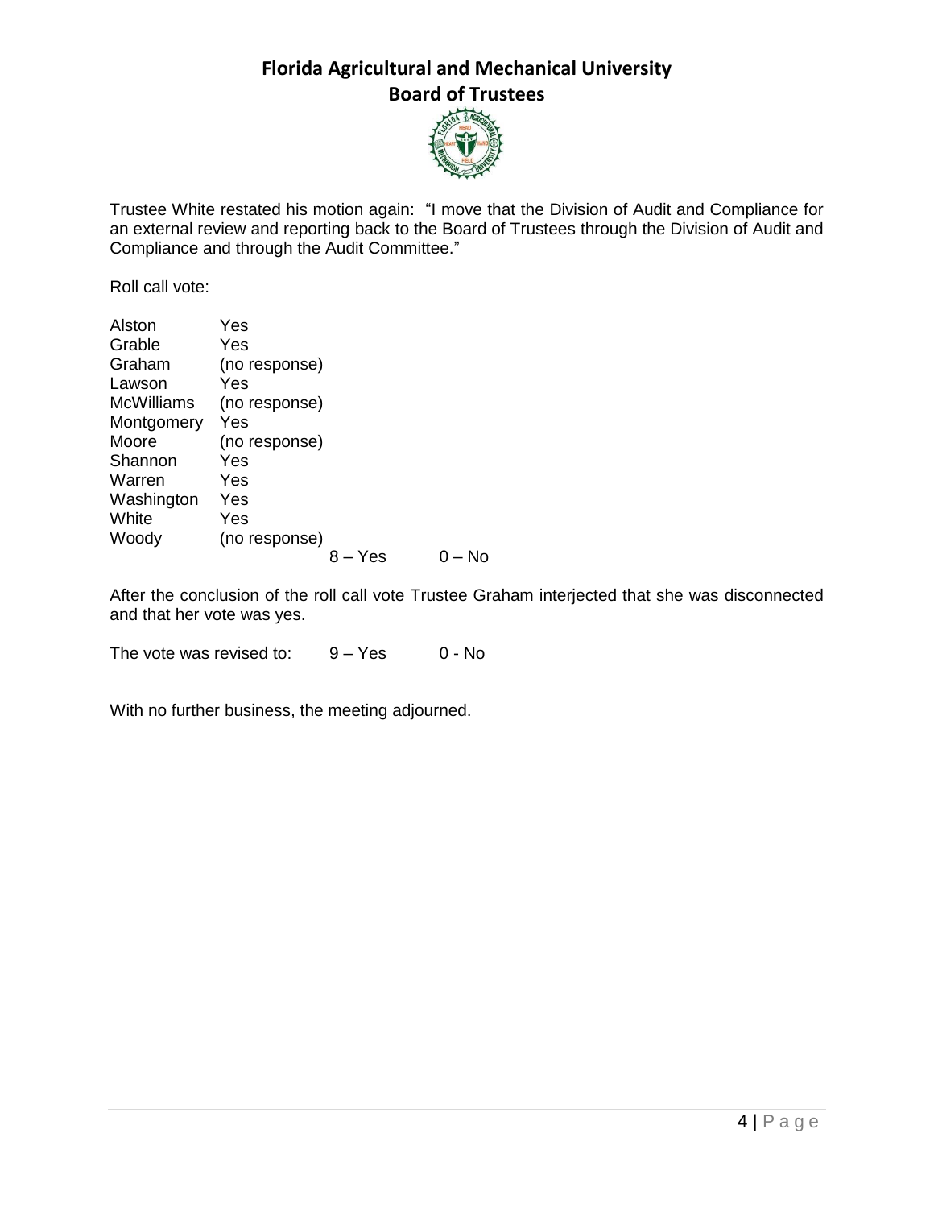Trustee White restated his motion again: "I move that the Division of Audit and Compliance for an external review and reporting back to the Board of Trustees through the Division of Audit and Compliance and through the Audit Committee."

Roll call vote:

| | | | |
|---|---|---|---|
| Alston | Yes | | |
| Grable | Yes | | |
| Graham | (no response) | | |
| Lawson | Yes | | |
| McWilliams | (no response) | | |
| Montgomery | Yes | | |
| Moore | (no response) | | |
| Shannon | Yes | | |
| Warren | Yes | | |
| Washington | Yes | | |
| White | Yes | | |
| Woody | (no response) | | |
| | | 8 – Yes | 0 – No |

After the conclusion of the roll call vote Trustee Graham interjected that she was disconnected and that her vote was yes.

The vote was revised to: 9 – Yes 0 - No

With no further business, the meeting adjourned.